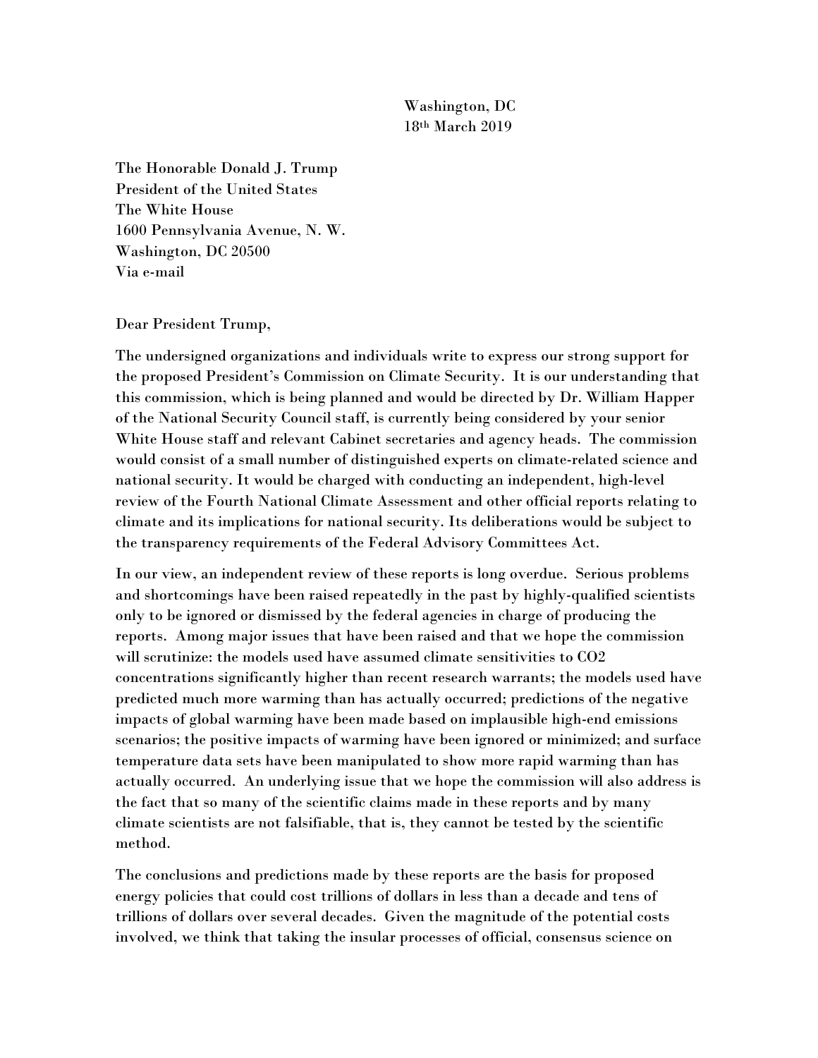Washington, DC  
18th March 2019

The Honorable Donald J. Trump  
President of the United States  
The White House  
1600 Pennsylvania Avenue, N. W.  
Washington, DC 20500  
Via e-mail

Dear President Trump,

The undersigned organizations and individuals write to express our strong support for the proposed President's Commission on Climate Security. It is our understanding that this commission, which is being planned and would be directed by Dr. William Happer of the National Security Council staff, is currently being considered by your senior White House staff and relevant Cabinet secretaries and agency heads. The commission would consist of a small number of distinguished experts on climate-related science and national security. It would be charged with conducting an independent, high-level review of the Fourth National Climate Assessment and other official reports relating to climate and its implications for national security. Its deliberations would be subject to the transparency requirements of the Federal Advisory Committees Act.

In our view, an independent review of these reports is long overdue. Serious problems and shortcomings have been raised repeatedly in the past by highly-qualified scientists only to be ignored or dismissed by the federal agencies in charge of producing the reports. Among major issues that have been raised and that we hope the commission will scrutinize: the models used have assumed climate sensitivities to $CO_2$ concentrations significantly higher than recent research warrants; the models used have predicted much more warming than has actually occurred; predictions of the negative impacts of global warming have been made based on implausible high-end emissions scenarios; the positive impacts of warming have been ignored or minimized; and surface temperature data sets have been manipulated to show more rapid warming than has actually occurred. An underlying issue that we hope the commission will also address is the fact that so many of the scientific claims made in these reports and by many climate scientists are not falsifiable, that is, they cannot be tested by the scientific method.

The conclusions and predictions made by these reports are the basis for proposed energy policies that could cost trillions of dollars in less than a decade and tens of trillions of dollars over several decades. Given the magnitude of the potential costs involved, we think that taking the insular processes of official, consensus science on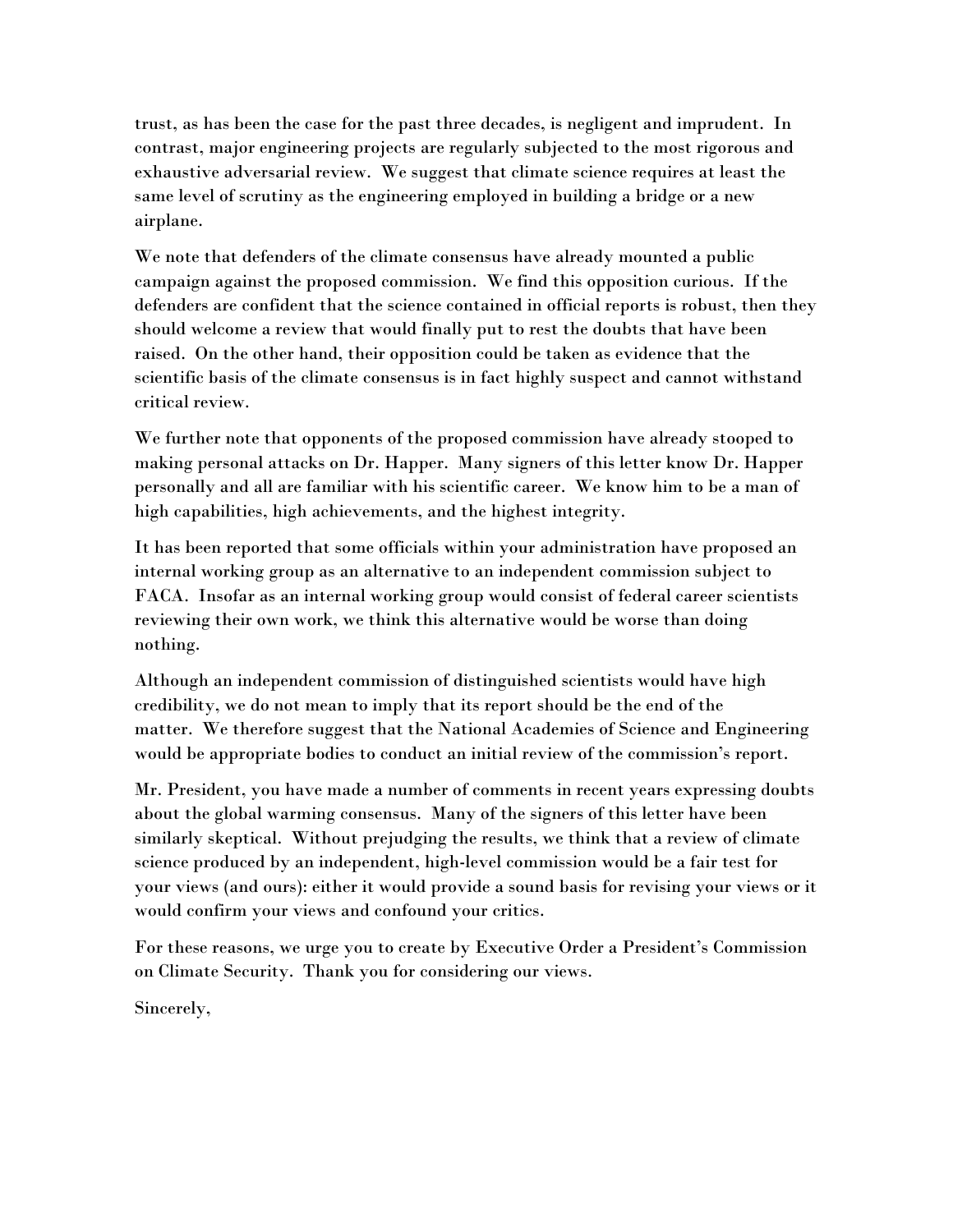trust, as has been the case for the past three decades, is negligent and imprudent. In contrast, major engineering projects are regularly subjected to the most rigorous and exhaustive adversarial review. We suggest that climate science requires at least the same level of scrutiny as the engineering employed in building a bridge or a new airplane.

We note that defenders of the climate consensus have already mounted a public campaign against the proposed commission. We find this opposition curious. If the defenders are confident that the science contained in official reports is robust, then they should welcome a review that would finally put to rest the doubts that have been raised. On the other hand, their opposition could be taken as evidence that the scientific basis of the climate consensus is in fact highly suspect and cannot withstand critical review.

We further note that opponents of the proposed commission have already stooped to making personal attacks on Dr. Happer. Many signers of this letter know Dr. Happer personally and all are familiar with his scientific career. We know him to be a man of high capabilities, high achievements, and the highest integrity.

It has been reported that some officials within your administration have proposed an internal working group as an alternative to an independent commission subject to FACA. Insofar as an internal working group would consist of federal career scientists reviewing their own work, we think this alternative would be worse than doing nothing.

Although an independent commission of distinguished scientists would have high credibility, we do not mean to imply that its report should be the end of the matter. We therefore suggest that the National Academies of Science and Engineering would be appropriate bodies to conduct an initial review of the commission's report.

Mr. President, you have made a number of comments in recent years expressing doubts about the global warming consensus. Many of the signers of this letter have been similarly skeptical. Without prejudging the results, we think that a review of climate science produced by an independent, high-level commission would be a fair test for your views (and ours): either it would provide a sound basis for revising your views or it would confirm your views and confound your critics.

For these reasons, we urge you to create by Executive Order a President's Commission on Climate Security. Thank you for considering our views.

Sincerely,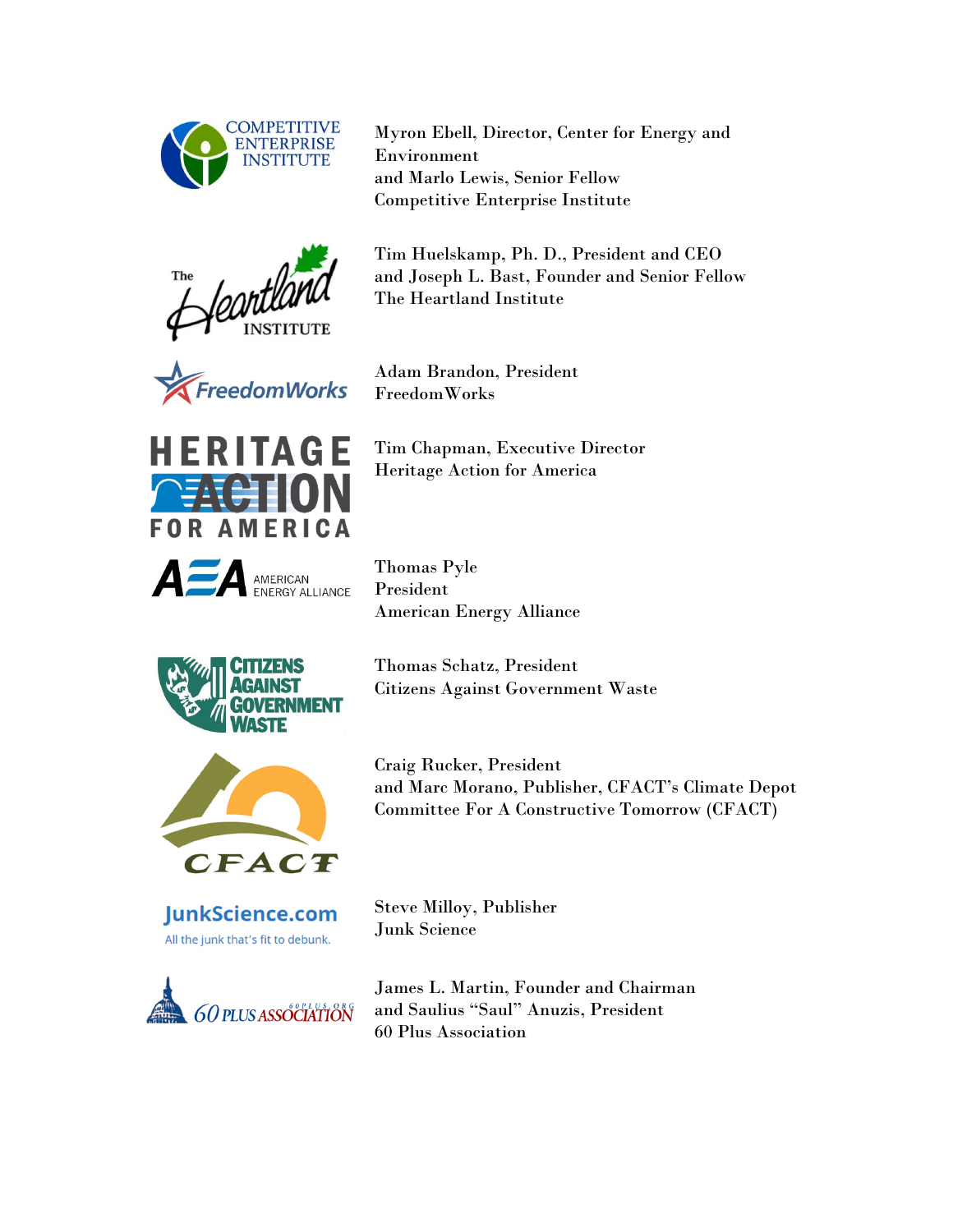Myron Ebell, Director, Center for Energy and Environment
and Marlo Lewis, Senior Fellow
Competitive Enterprise Institute

Tim Huelskamp, Ph. D., President and CEO
and Joseph L. Bast, Founder and Senior Fellow
The Heartland Institute

Adam Brandon, President
FreedomWorks

Tim Chapman, Executive Director
Heritage Action for America

Thomas Pyle
President
American Energy Alliance

Thomas Schatz, President
Citizens Against Government Waste

Craig Rucker, President
and Marc Morano, Publisher, CFACT's Climate Depot
Committee For A Constructive Tomorrow (CFACT)

Steve Milloy, Publisher
Junk Science

James L. Martin, Founder and Chairman
and Saulius "Saul" Anuzis, President
60 Plus Association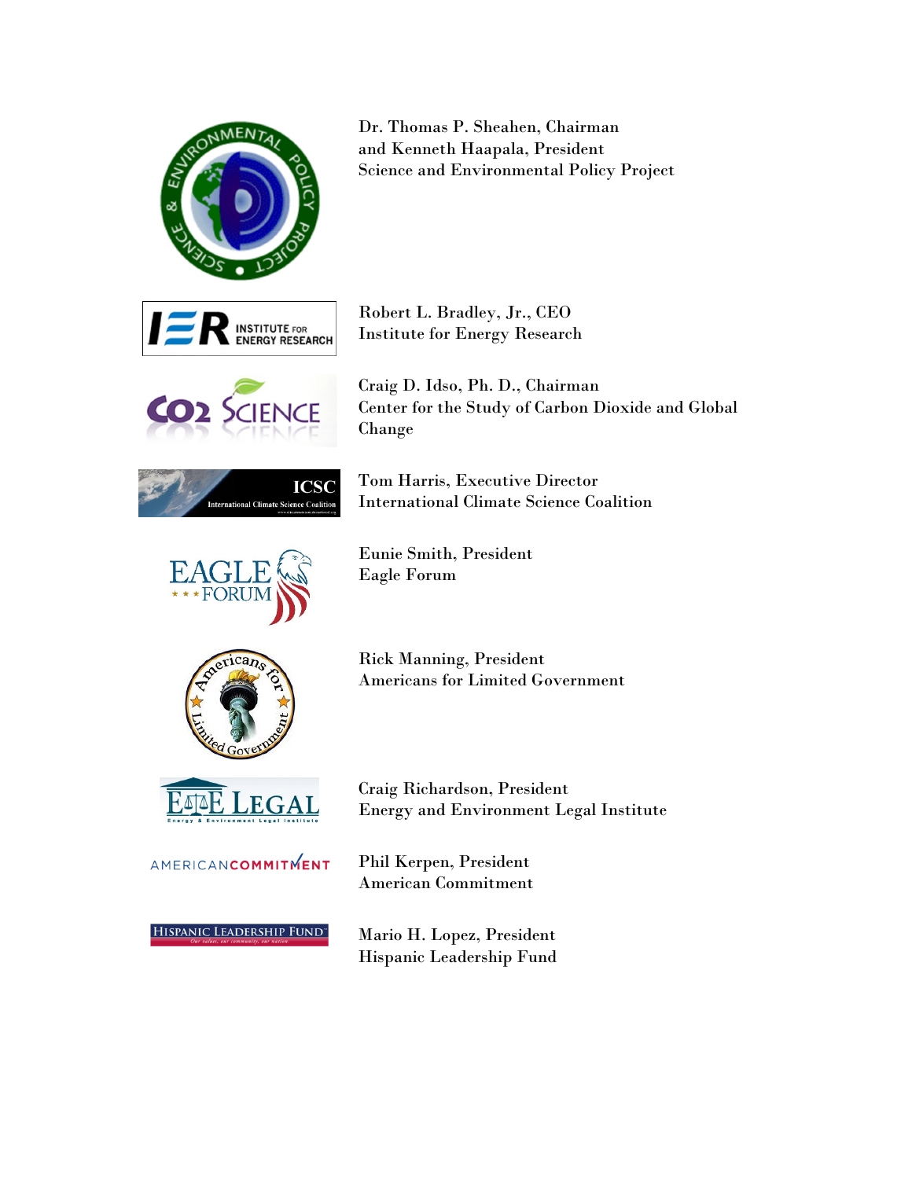Dr. Thomas P. Sheahen, Chairman
and Kenneth Haapala, President
Science and Environmental Policy Project

Robert L. Bradley, Jr., CEO
Institute for Energy Research

Craig D. Idso, Ph. D., Chairman
Center for the Study of Carbon Dioxide and Global Change

Tom Harris, Executive Director
International Climate Science Coalition

Eunie Smith, President
Eagle Forum

Rick Manning, President
Americans for Limited Government

Craig Richardson, President
Energy and Environment Legal Institute

Phil Kerpen, President
American Commitment

Mario H. Lopez, President
Hispanic Leadership Fund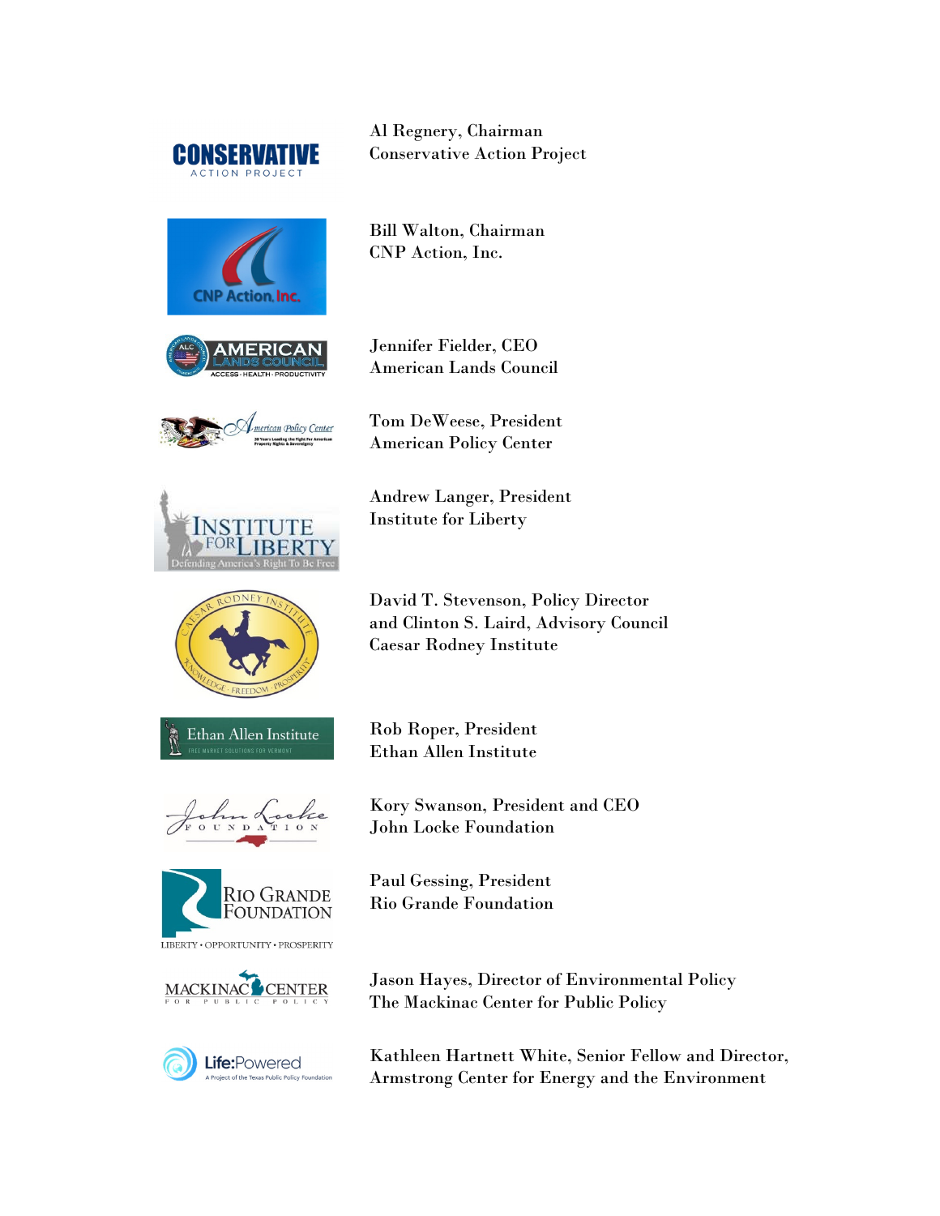Al Regnery, Chairman
Conservative Action Project

Bill Walton, Chairman
CNP Action, Inc.

Jennifer Fielder, CEO
American Lands Council

Tom DeWeese, President
American Policy Center

Andrew Langer, President
Institute for Liberty

David T. Stevenson, Policy Director
and Clinton S. Laird, Advisory Council
Caesar Rodney Institute

Rob Roper, President
Ethan Allen Institute

Kory Swanson, President and CEO
John Locke Foundation

Paul Gessing, President
Rio Grande Foundation

Jason Hayes, Director of Environmental Policy
The Mackinac Center for Public Policy

Kathleen Hartnett White, Senior Fellow and Director,
Armstrong Center for Energy and the Environment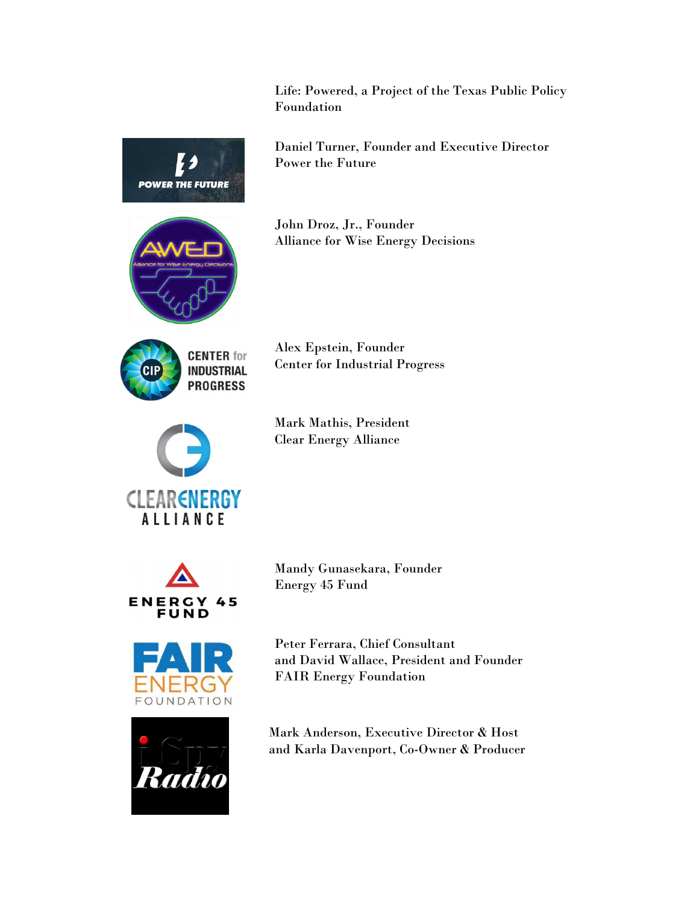Life: Powered, a Project of the Texas Public Policy Foundation

Daniel Turner, Founder and Executive Director
Power the Future

John Droz, Jr., Founder
Alliance for Wise Energy Decisions

Alex Epstein, Founder
Center for Industrial Progress

Mark Mathis, President
Clear Energy Alliance

Mandy Gunasekara, Founder
Energy 45 Fund

Peter Ferrara, Chief Consultant
and David Wallace, President and Founder
FAIR Energy Foundation

Mark Anderson, Executive Director & Host
and Karla Davenport, Co-Owner & Producer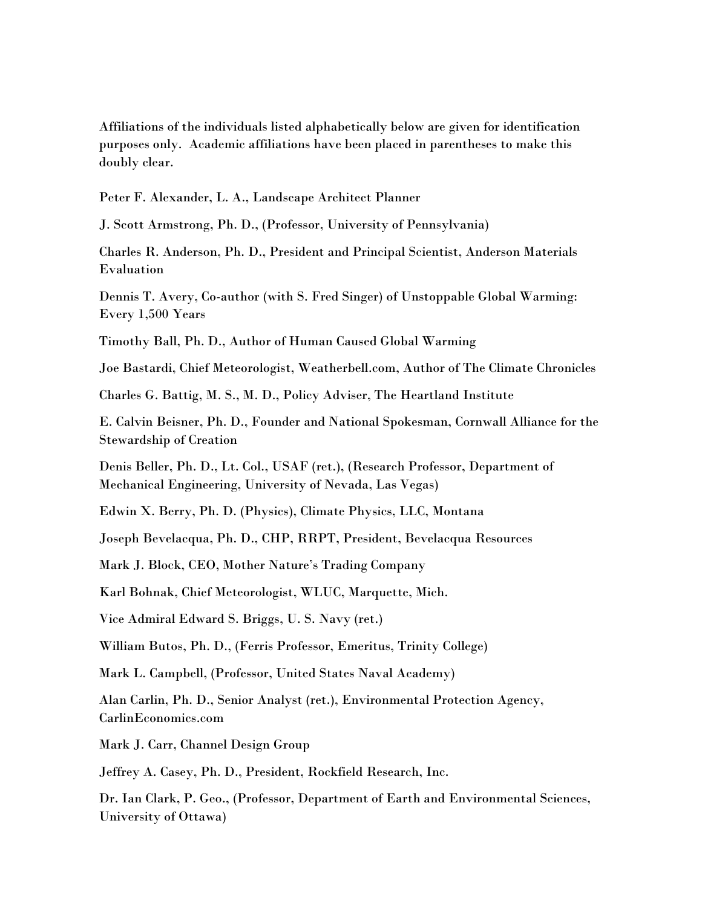Affiliations of the individuals listed alphabetically below are given for identification purposes only. Academic affiliations have been placed in parentheses to make this doubly clear.

Peter F. Alexander, L. A., Landscape Architect Planner

J. Scott Armstrong, Ph. D., (Professor, University of Pennsylvania)

Charles R. Anderson, Ph. D., President and Principal Scientist, Anderson Materials Evaluation

Dennis T. Avery, Co-author (with S. Fred Singer) of Unstoppable Global Warming: Every 1,500 Years

Timothy Ball, Ph. D., Author of Human Caused Global Warming

Joe Bastardi, Chief Meteorologist, Weatherbell.com, Author of The Climate Chronicles

Charles G. Battig, M. S., M. D., Policy Adviser, The Heartland Institute

E. Calvin Beisner, Ph. D., Founder and National Spokesman, Cornwall Alliance for the Stewardship of Creation

Denis Beller, Ph. D., Lt. Col., USAF (ret.), (Research Professor, Department of Mechanical Engineering, University of Nevada, Las Vegas)

Edwin X. Berry, Ph. D. (Physics), Climate Physics, LLC, Montana

Joseph Bevelacqua, Ph. D., CHP, RRPT, President, Bevelacqua Resources

Mark J. Block, CEO, Mother Nature's Trading Company

Karl Bohnak, Chief Meteorologist, WLUC, Marquette, Mich.

Vice Admiral Edward S. Briggs, U. S. Navy (ret.)

William Butos, Ph. D., (Ferris Professor, Emeritus, Trinity College)

Mark L. Campbell, (Professor, United States Naval Academy)

Alan Carlin, Ph. D., Senior Analyst (ret.), Environmental Protection Agency, CarlinEconomics.com

Mark J. Carr, Channel Design Group

Jeffrey A. Casey, Ph. D., President, Rockfield Research, Inc.

Dr. Ian Clark, P. Geo., (Professor, Department of Earth and Environmental Sciences, University of Ottawa)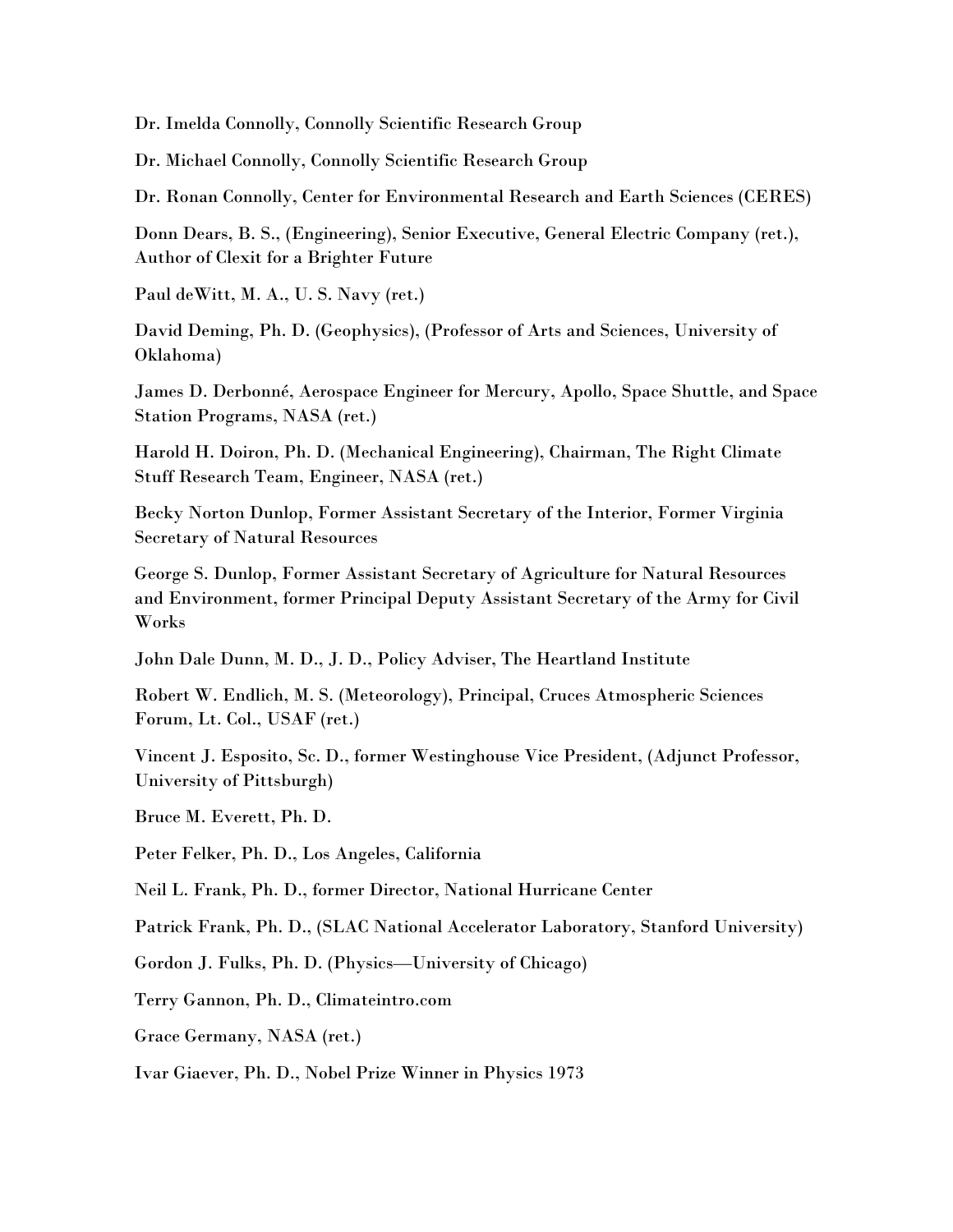Dr. Imelda Connolly, Connolly Scientific Research Group

Dr. Michael Connolly, Connolly Scientific Research Group

Dr. Ronan Connolly, Center for Environmental Research and Earth Sciences (CERES)

Donn Dears, B. S., (Engineering), Senior Executive, General Electric Company (ret.), Author of Clexit for a Brighter Future

Paul deWitt, M. A., U. S. Navy (ret.)

David Deming, Ph. D. (Geophysics), (Professor of Arts and Sciences, University of Oklahoma)

James D. Derbonné, Aerospace Engineer for Mercury, Apollo, Space Shuttle, and Space Station Programs, NASA (ret.)

Harold H. Doiron, Ph. D. (Mechanical Engineering), Chairman, The Right Climate Stuff Research Team, Engineer, NASA (ret.)

Becky Norton Dunlop, Former Assistant Secretary of the Interior, Former Virginia Secretary of Natural Resources

George S. Dunlop, Former Assistant Secretary of Agriculture for Natural Resources and Environment, former Principal Deputy Assistant Secretary of the Army for Civil Works

John Dale Dunn, M. D., J. D., Policy Adviser, The Heartland Institute

Robert W. Endlich, M. S. (Meteorology), Principal, Cruces Atmospheric Sciences Forum, Lt. Col., USAF (ret.)

Vincent J. Esposito, Sc. D., former Westinghouse Vice President, (Adjunct Professor, University of Pittsburgh)

Bruce M. Everett, Ph. D.

Peter Felker, Ph. D., Los Angeles, California

Neil L. Frank, Ph. D., former Director, National Hurricane Center

Patrick Frank, Ph. D., (SLAC National Accelerator Laboratory, Stanford University)

Gordon J. Fulks, Ph. D. (Physics—University of Chicago)

Terry Gannon, Ph. D., Climateintro.com

Grace Germany, NASA (ret.)

Ivar Giaever, Ph. D., Nobel Prize Winner in Physics 1973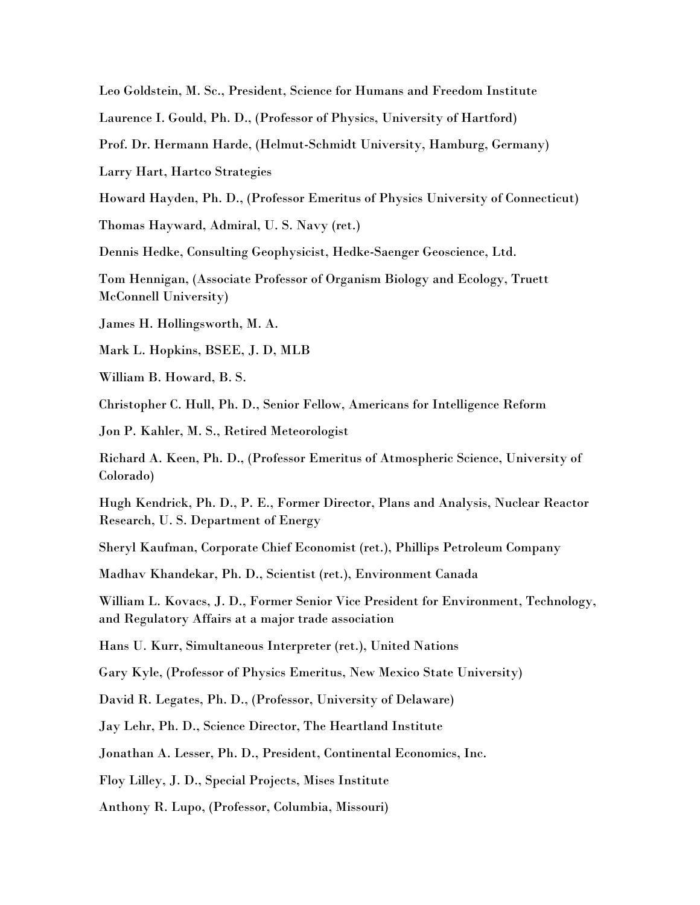Leo Goldstein, M. Sc., President, Science for Humans and Freedom Institute

Laurence I. Gould, Ph. D., (Professor of Physics, University of Hartford)

Prof. Dr. Hermann Harde, (Helmut-Schmidt University, Hamburg, Germany)

Larry Hart, Hartco Strategies

Howard Hayden, Ph. D., (Professor Emeritus of Physics University of Connecticut)

Thomas Hayward, Admiral, U. S. Navy (ret.)

Dennis Hedke, Consulting Geophysicist, Hedke-Saenger Geoscience, Ltd.

Tom Hennigan, (Associate Professor of Organism Biology and Ecology, Truett McConnell University)

James H. Hollingsworth, M. A.

Mark L. Hopkins, BSEE, J. D, MLB

William B. Howard, B. S.

Christopher C. Hull, Ph. D., Senior Fellow, Americans for Intelligence Reform

Jon P. Kahler, M. S., Retired Meteorologist

Richard A. Keen, Ph. D., (Professor Emeritus of Atmospheric Science, University of Colorado)

Hugh Kendrick, Ph. D., P. E., Former Director, Plans and Analysis, Nuclear Reactor Research, U. S. Department of Energy

Sheryl Kaufman, Corporate Chief Economist (ret.), Phillips Petroleum Company

Madhav Khandekar, Ph. D., Scientist (ret.), Environment Canada

William L. Kovacs, J. D., Former Senior Vice President for Environment, Technology, and Regulatory Affairs at a major trade association

Hans U. Kurr, Simultaneous Interpreter (ret.), United Nations

Gary Kyle, (Professor of Physics Emeritus, New Mexico State University)

David R. Legates, Ph. D., (Professor, University of Delaware)

Jay Lehr, Ph. D., Science Director, The Heartland Institute

Jonathan A. Lesser, Ph. D., President, Continental Economics, Inc.

Floy Lilley, J. D., Special Projects, Mises Institute

Anthony R. Lupo, (Professor, Columbia, Missouri)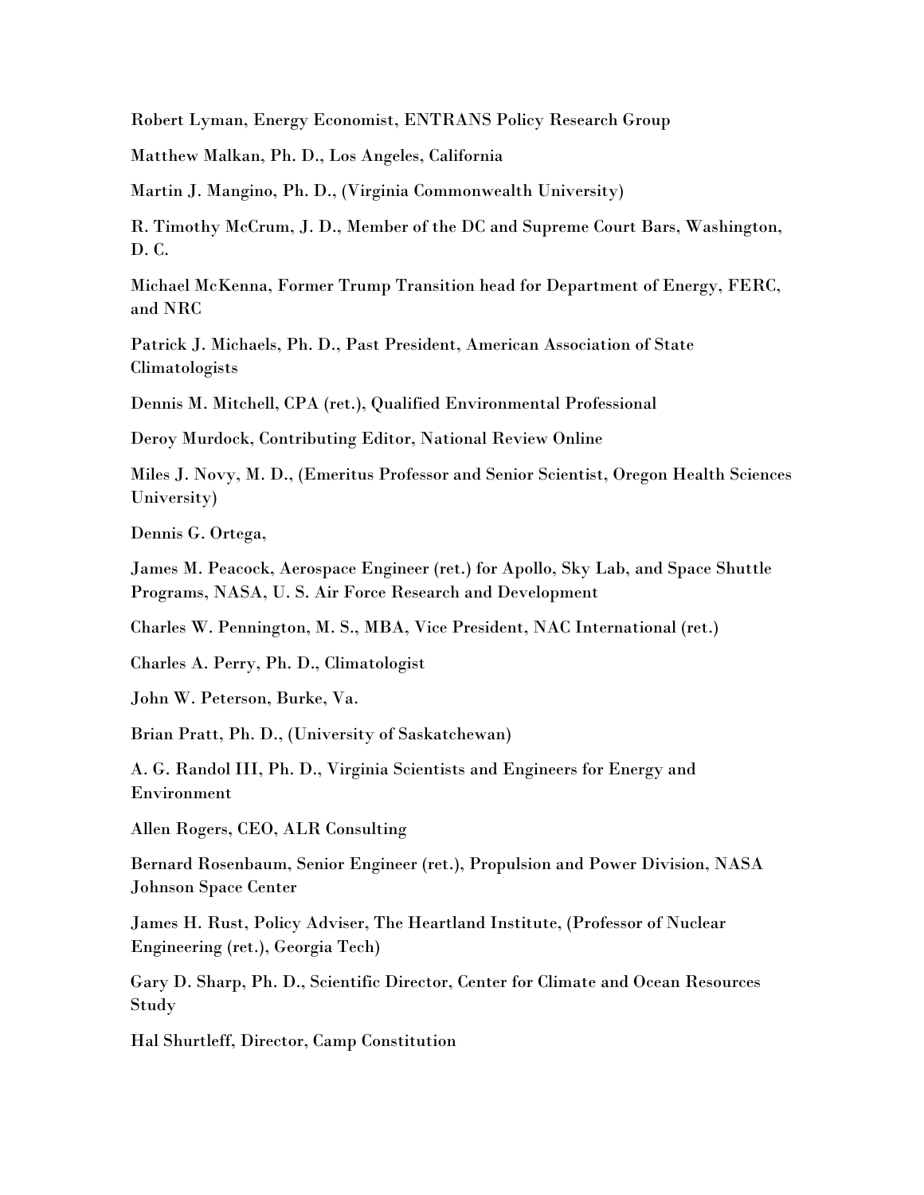Robert Lyman, Energy Economist, ENTRANS Policy Research Group

Matthew Malkan, Ph. D., Los Angeles, California

Martin J. Mangino, Ph. D., (Virginia Commonwealth University)

R. Timothy McCrum, J. D., Member of the DC and Supreme Court Bars, Washington, D. C.

Michael McKenna, Former Trump Transition head for Department of Energy, FERC, and NRC

Patrick J. Michaels, Ph. D., Past President, American Association of State Climatologists

Dennis M. Mitchell, CPA (ret.), Qualified Environmental Professional

Deroy Murdock, Contributing Editor, National Review Online

Miles J. Novy, M. D., (Emeritus Professor and Senior Scientist, Oregon Health Sciences University)

Dennis G. Ortega,

James M. Peacock, Aerospace Engineer (ret.) for Apollo, Sky Lab, and Space Shuttle Programs, NASA, U. S. Air Force Research and Development

Charles W. Pennington, M. S., MBA, Vice President, NAC International (ret.)

Charles A. Perry, Ph. D., Climatologist

John W. Peterson, Burke, Va.

Brian Pratt, Ph. D., (University of Saskatchewan)

A. G. Randol III, Ph. D., Virginia Scientists and Engineers for Energy and Environment

Allen Rogers, CEO, ALR Consulting

Bernard Rosenbaum, Senior Engineer (ret.), Propulsion and Power Division, NASA Johnson Space Center

James H. Rust, Policy Adviser, The Heartland Institute, (Professor of Nuclear Engineering (ret.), Georgia Tech)

Gary D. Sharp, Ph. D., Scientific Director, Center for Climate and Ocean Resources Study

Hal Shurtleff, Director, Camp Constitution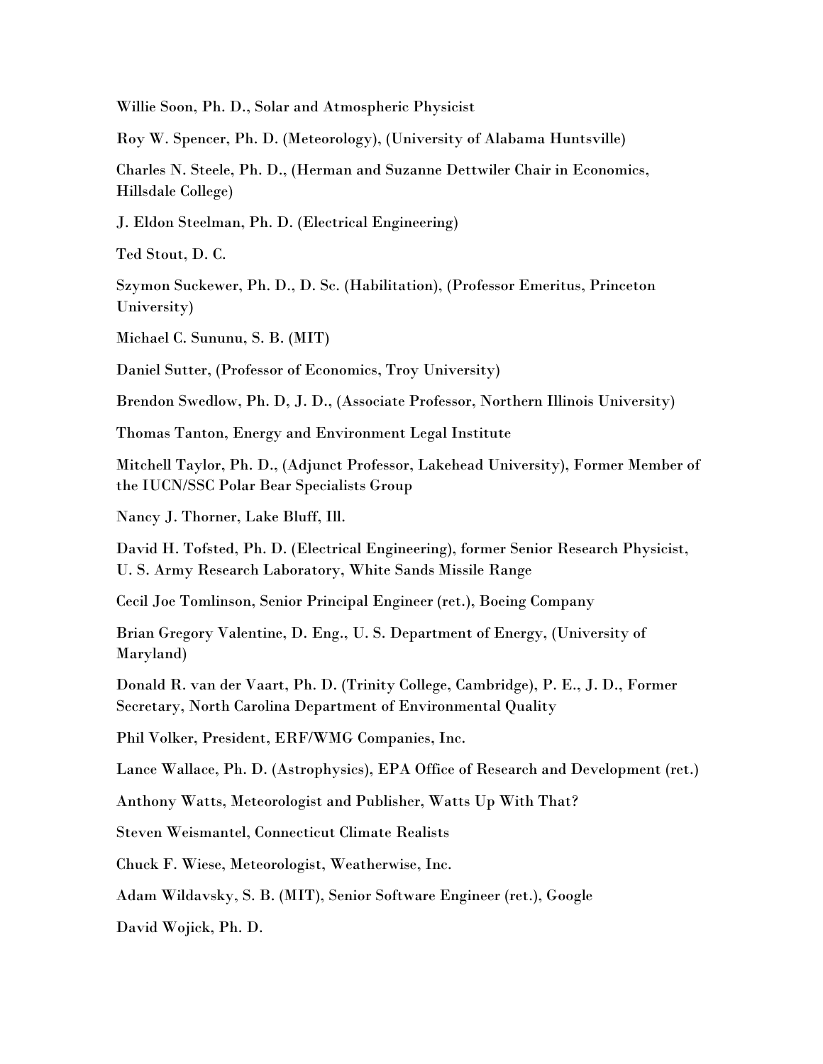Willie Soon, Ph. D., Solar and Atmospheric Physicist

Roy W. Spencer, Ph. D. (Meteorology), (University of Alabama Huntsville)

Charles N. Steele, Ph. D., (Herman and Suzanne Dettwiler Chair in Economics, Hillsdale College)

J. Eldon Steelman, Ph. D. (Electrical Engineering)

Ted Stout, D. C.

Szymon Suckewer, Ph. D., D. Sc. (Habilitation), (Professor Emeritus, Princeton University)

Michael C. Sununu, S. B. (MIT)

Daniel Sutter, (Professor of Economics, Troy University)

Brendon Swedlow, Ph. D, J. D., (Associate Professor, Northern Illinois University)

Thomas Tanton, Energy and Environment Legal Institute

Mitchell Taylor, Ph. D., (Adjunct Professor, Lakehead University), Former Member of the IUCN/SSC Polar Bear Specialists Group

Nancy J. Thorner, Lake Bluff, Ill.

David H. Tofsted, Ph. D. (Electrical Engineering), former Senior Research Physicist, U. S. Army Research Laboratory, White Sands Missile Range

Cecil Joe Tomlinson, Senior Principal Engineer (ret.), Boeing Company

Brian Gregory Valentine, D. Eng., U. S. Department of Energy, (University of Maryland)

Donald R. van der Vaart, Ph. D. (Trinity College, Cambridge), P. E., J. D., Former Secretary, North Carolina Department of Environmental Quality

Phil Volker, President, ERF/WMG Companies, Inc.

Lance Wallace, Ph. D. (Astrophysics), EPA Office of Research and Development (ret.)

Anthony Watts, Meteorologist and Publisher, Watts Up With That?

Steven Weismantel, Connecticut Climate Realists

Chuck F. Wiese, Meteorologist, Weatherwise, Inc.

Adam Wildavsky, S. B. (MIT), Senior Software Engineer (ret.), Google

David Wojick, Ph. D.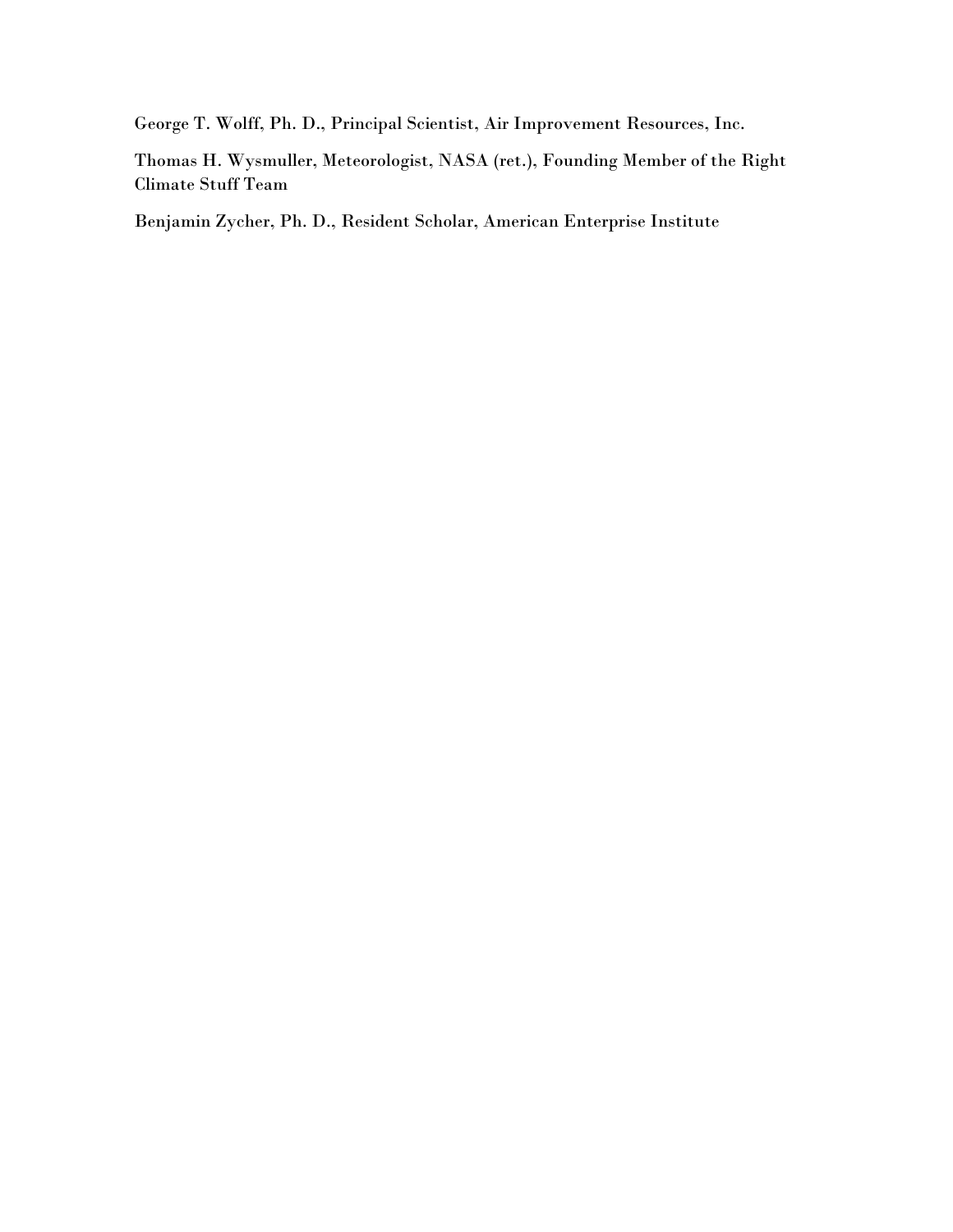George T. Wolff, Ph. D., Principal Scientist, Air Improvement Resources, Inc.

Thomas H. Wysmuller, Meteorologist, NASA (ret.), Founding Member of the Right Climate Stuff Team

Benjamin Zycher, Ph. D., Resident Scholar, American Enterprise Institute